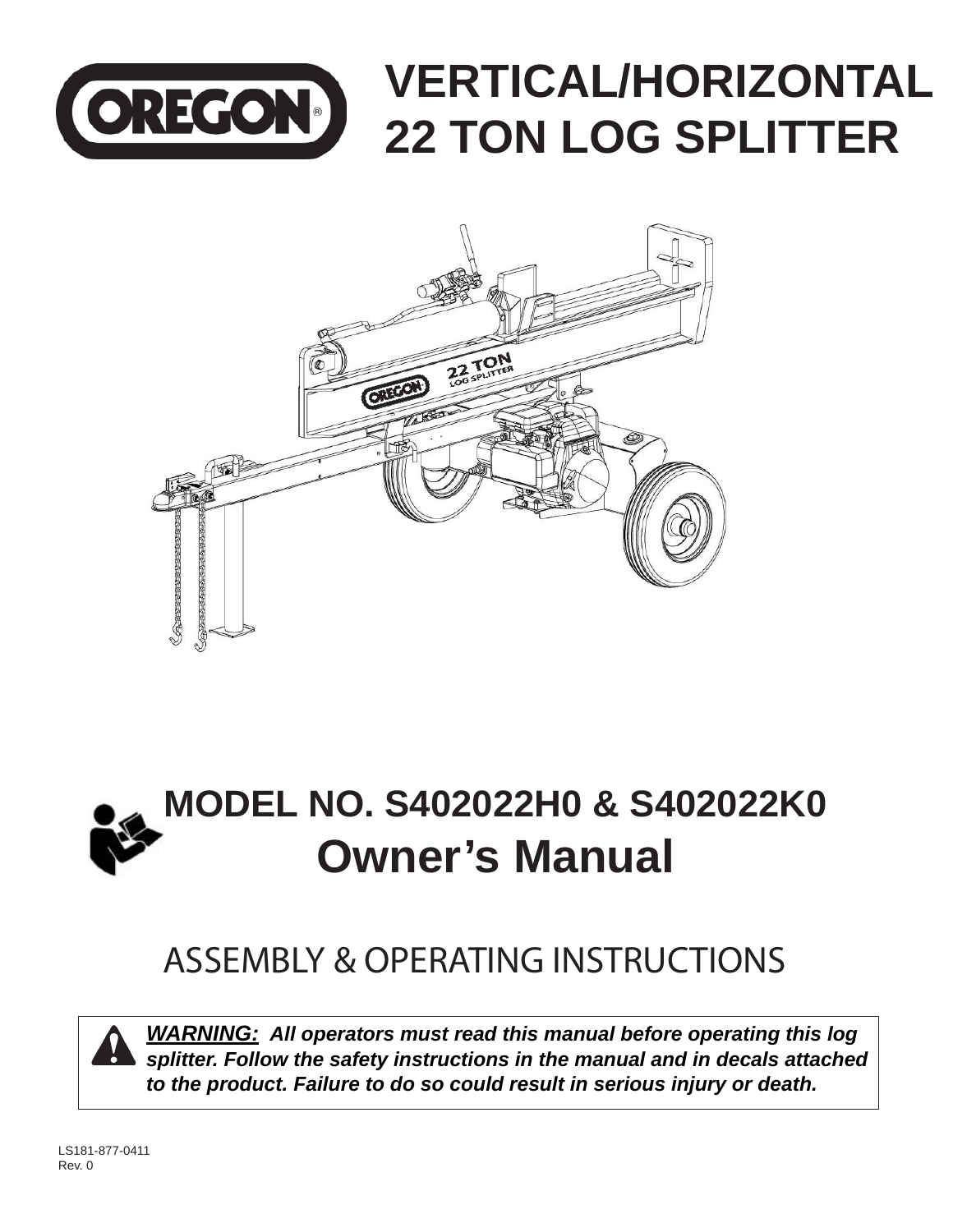# VERTICAL/HORIZONTAL 22 TON LOG SPLITTER

## MODEL NO. S402022H0 & S402022K0

# Owner's Manual

## ASSEMBLY & OPERATING INSTRUCTIONS

***WARNING:*** ***All operators must read this manual before operating this log splitter. Follow the safety instructions in the manual and in decals attached to the product. Failure to do so could result in serious injury or death.***

LS181-877-0411
Rev. 0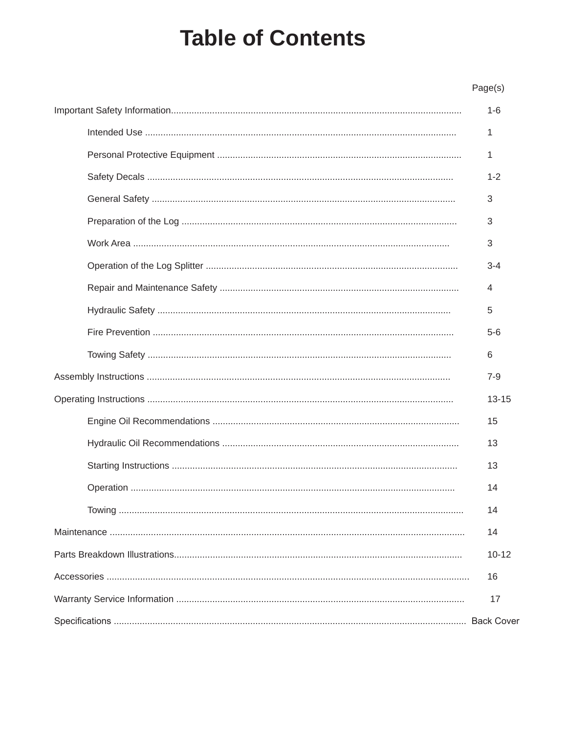# Table of Contents

| | Page(s) |
|---|---|
| Important Safety Information | 1-6 |
| Intended Use | 1 |
| Personal Protective Equipment | 1 |
| Safety Decals | 1-2 |
| General Safety | 3 |
| Preparation of the Log | 3 |
| Work Area | 3 |
| Operation of the Log Splitter | 3-4 |
| Repair and Maintenance Safety | 4 |
| Hydraulic Safety | 5 |
| Fire Prevention | 5-6 |
| Towing Safety | 6 |
| Assembly Instructions | 7-9 |
| Operating Instructions | 13-15 |
| Engine Oil Recommendations | 15 |
| Hydraulic Oil Recommendations | 13 |
| Starting Instructions | 13 |
| Operation | 14 |
| Towing | 14 |
| Maintenance | 14 |
| Parts Breakdown Illustrations | 10-12 |
| Accessories | 16 |
| Warranty Service Information | 17 |
| Specifications | Back Cover |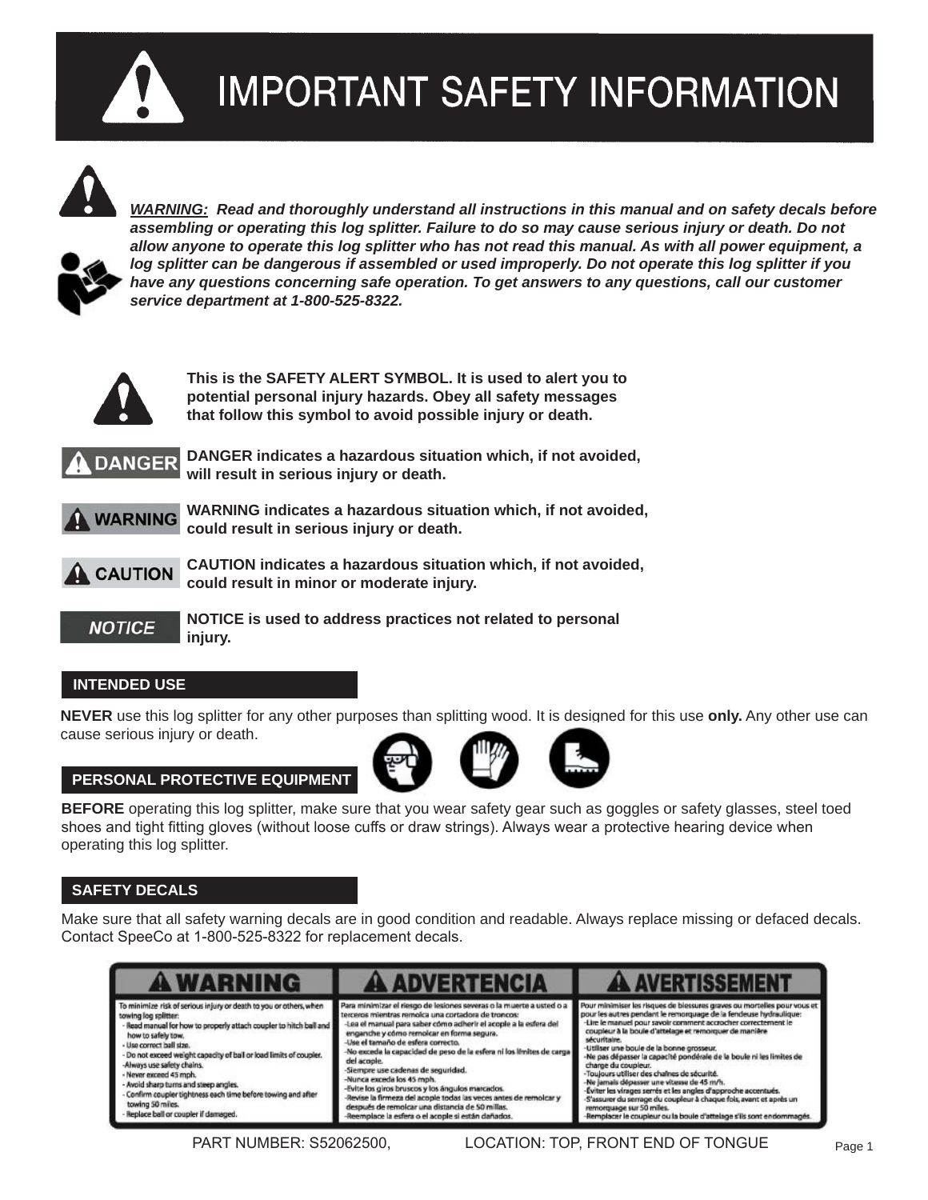# IMPORTANT SAFETY INFORMATION

***WARNING:** Read and thoroughly understand all instructions in this manual and on safety decals before assembling or operating this log splitter. Failure to do so may cause serious injury or death. Do not allow anyone to operate this log splitter who has not read this manual. As with all power equipment, a log splitter can be dangerous if assembled or used improperly. Do not operate this log splitter if you have any questions concerning safe operation. To get answers to any questions, call our customer service department at 1-800-525-8322.*

**This is the SAFETY ALERT SYMBOL. It is used to alert you to potential personal injury hazards. Obey all safety messages that follow this symbol to avoid possible injury or death.**

**DANGER** — **DANGER indicates a hazardous situation which, if not avoided, will result in serious injury or death.**

**WARNING** — **WARNING indicates a hazardous situation which, if not avoided, could result in serious injury or death.**

**CAUTION** — **CAUTION indicates a hazardous situation which, if not avoided, could result in minor or moderate injury.**

**NOTICE** — **NOTICE is used to address practices not related to personal injury.**

## INTENDED USE

**NEVER** use this log splitter for any other purposes than splitting wood. It is designed for this use **only.** Any other use can cause serious injury or death.

## PERSONAL PROTECTIVE EQUIPMENT

**BEFORE** operating this log splitter, make sure that you wear safety gear such as goggles or safety glasses, steel toed shoes and tight fitting gloves (without loose cuffs or draw strings). Always wear a protective hearing device when operating this log splitter.

## SAFETY DECALS

Make sure that all safety warning decals are in good condition and readable. Always replace missing or defaced decals. Contact SpeeCo at 1-800-525-8322 for replacement decals.

| WARNING | ADVERTENCIA | AVERTISSEMENT |
| --- | --- | --- |
| To minimize risk of serious injury or death to you or others, when towing log splitter:<br>- Read manual for how to properly attach coupler to hitch ball and how to safely tow.<br>- Use correct ball size.<br>- Do not exceed weight capacity of ball or load limits of coupler.<br>-Always use safety chains.<br>- Never exceed 45 mph.<br>- Avoid sharp turns and steep angles.<br>- Confirm coupler tightness each time before towing and after towing 50 miles.<br>- Replace ball or coupler if damaged. | Para minimizar el riesgo de lesiones severas o la muerte a usted o a terceros mientras remolca una cortadora de troncos:<br>-Lea el manual para saber cómo adherir el acople a la esfera del enganche y cómo remolcar en forma segura.<br>-Use el tamaño de esfera correcto.<br>-No exceda la capacidad de peso de la esfera ni los límites de carga del acople.<br>-Siempre use cadenas de seguridad.<br>-Nunca exceda los 45 mph.<br>-Evite los giros bruscos y los ángulos marcados.<br>-Revise la firmeza del acople todas las veces antes de remolcar y después de remolcar una distancia de 50 millas.<br>-Reemplace la esfera o el acople si están dañados. | Pour minimiser les risques de blessures graves ou mortelles pour vous et pour les autres pendant le remorquage de la fendeuse hydraulique:<br>-Lire le manuel pour savoir comment accrocher correctement le coupleur à la boule d'attelage et remorquer de manière sécuritaire.<br>-Utiliser une boule de la bonne grosseur.<br>-Ne pas dépasser la capacité pondérale de la boule ni les limites de charge du coupleur.<br>-Toujours utiliser des chaînes de sécurité.<br>-Ne jamais dépasser une vitesse de 45 m/h.<br>-Éviter les virages serrés et les angles d'approche accentués.<br>-S'assurer du serrage du coupleur à chaque fois, avant et après un remorquage sur 50 miles.<br>-Remplacer le coupleur ou la boule d'attelage s'ils sont endommagés. |

PART NUMBER: S52062500, LOCATION: TOP, FRONT END OF TONGUE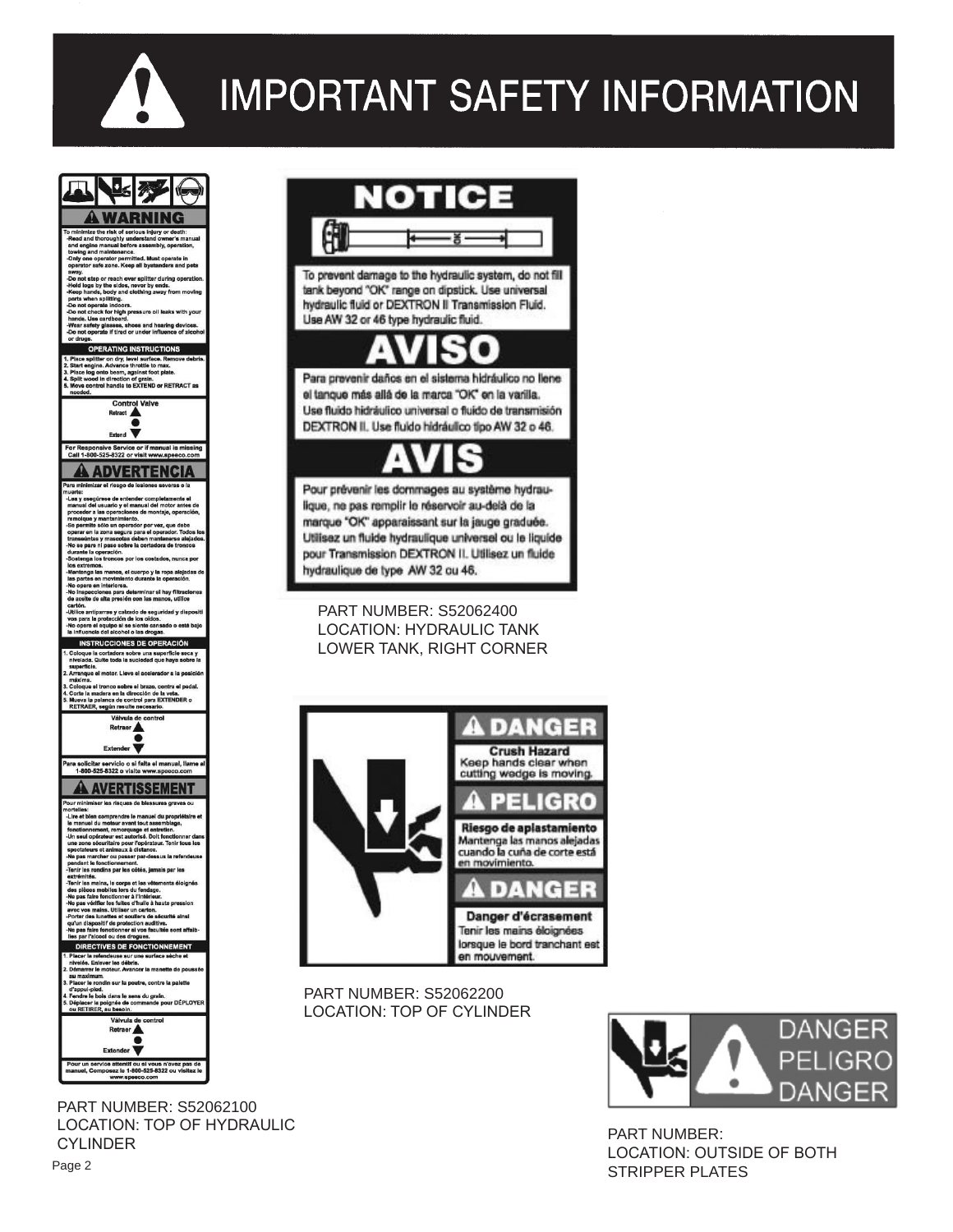# IMPORTANT SAFETY INFORMATION

## ⚠ WARNING

To minimize the risk of serious injury or death:
- Read and thoroughly understand owner's manual and engine manual before assembly, operation, towing and maintenance.
- Only one operator permitted. Must operate in operator safe zone. Keep all bystanders and pets away.
- Do not step or reach over splitter during operation.
- Hold logs by the sides, never by ends.
- Keep hands, body and clothing away from moving parts when splitting.
- Do not operate indoors.
- Do not check for high pressure oil leaks with your hands. Use cardboard.
- Wear safety glasses, shoes and hearing devices.
- Do not operate if tired or under influence of alcohol or drugs.

**OPERATING INSTRUCTIONS**

1. Place splitter on dry, level surface. Remove debris.
2. Start engine. Advance throttle to max.
3. Place log onto beam, against foot plate.
4. Split wood in direction of grain.
5. Move control handle to EXTEND or RETRACT as needed.

**Control Valve**
Retract ▲
●
Extend ▼

For Responsive Service or if manual is missing Call 1-800-525-8322 or visit www.speeco.com

## ⚠ ADVERTENCIA

Para minimizar el riesgo de lesiones severas o la muerte:
- Lea y asegúrese de entender completamente el manual del usuario y el manual del motor antes de proceder a las operaciones de montaje, operación, remolque y mantenimiento.
- Se permite sólo un operador por vez, que debe operar en la zona segura para el operador. Todos los transeúntes y mascotas deben mantenerse alejados.
- No se pare ni pase sobre la cortadora de troncos durante la operación.
- Sostenga los troncos por los costados, nunca por los extremos.
- Mantenga las manos, el cuerpo y la ropa alejadas de las partes en movimiento durante la operación.
- No opere en interiores.
- No inspecciones para determinar si hay filtraciones de aceite de alta presión con las manos, utilice cartón.
- Utilice antiparras y calzado de seguridad y dispositivos para la protección de los oídos.
- No opere el equipo si se siente cansado o está bajo la influencia del alcohol o las drogas.

**INSTRUCCIONES DE OPERACIÓN**

1. Coloque la cortadora sobre una superficie seca y nivelada. Quite toda la suciedad que haya sobre la superficie.
2. Arranque el motor. Lleve el acelerador a la posición máxima.
3. Coloque el tronco sobre el brazo, contra el pedal.
4. Corte la madera en la dirección de la veta.
5. Mueva la palanca de control para EXTENDER o RETRAER, según resulte necesario.

**Válvula de control**
Retraer ▲
●
Extender ▼

Para solicitar servicio o si falta el manual, llame al 1-800-525-8322 o visite www.speeco.com

## ⚠ AVERTISSEMENT

Pour minimiser les risques de blessures graves ou mortelles:
- Lire et bien comprendre le manuel du propriétaire et le manuel du moteur avant tout assemblage, fonctionnement, remorquage et entretien.
- Un seul opérateur est autorisé. Doit fonctionner dans une zone sécuritaire pour l'opérateur. Tenir tous les spectateurs et animaux à distance.
- Ne pas marcher ou passer par-dessus la refendeuse pendant le fonctionnement.
- Tenir les rondins par les côtés, jamais par les extrémités.
- Tenir les mains, le corps et les vêtements éloignés des pièces mobiles lors du fendage.
- Ne pas faire fonctionner à l'intérieur.
- Ne pas vérifier les fuites d'huile à haute pression avec vos mains. Utiliser un carton.
- Porter des lunettes et souliers de sécurité ainsi qu'un dispositif de protection auditive.
- Ne pas faire fonctionner si vos facultés sont affaiblies par l'alcool ou des drogues.

**DIRECTIVES DE FONCTIONNEMENT**

1. Placer la refendeuse sur une surface sèche et nivelée. Enlever les débris.
2. Démarrer le moteur. Avancer la manette de poussée au maximum.
3. Placer le rondin sur la poutre, contre la palette d'appui-pied.
4. Fendre le bois dans le sens du grain.
5. Déplacer la poignée de commande pour DÉPLOYER ou RETIRER, au besoin.

**Válvula de control**
Retraer ▲
●
Extender ▼

Pour un service attentif ou si vous n'avez pas de manuel, Composez le 1-800-525-8322 ou visitez le www.speeco.com

PART NUMBER: S52062100
LOCATION: TOP OF HYDRAULIC CYLINDER

## NOTICE

OK

To prevent damage to the hydraulic system, do not fill tank beyond "OK" range on dipstick. Use universal hydraulic fluid or DEXTRON II Transmission Fluid. Use AW 32 or 46 type hydraulic fluid.

## AVISO

Para prevenir daños en el sistema hidráulico no llene el tanque más allá de la marca "OK" en la varilla. Use fluido hidráulico universal o fluido de transmisión DEXTRON II. Use fluido hidráulico tipo AW 32 o 46.

## AVIS

Pour prévenir les dommages au système hydraulique, ne pas remplir le réservoir au-delà de la marque "OK" apparaissant sur la jauge graduée. Utilisez un fluide hydraulique universel ou le liquide pour Transmission DEXTRON II. Utilisez un fluide hydraulique de type AW 32 ou 46.

PART NUMBER: S52062400
LOCATION: HYDRAULIC TANK LOWER TANK, RIGHT CORNER

## ⚠ DANGER

**Crush Hazard**
Keep hands clear when cutting wedge is moving.

## ⚠ PELIGRO

**Riesgo de aplastamiento**
Mantenga las manos alejadas cuando la cuña de corte está en movimiento.

## ⚠ DANGER

**Danger d'écrasement**
Tenir les mains éloignées lorsque le bord tranchant est en mouvement.

PART NUMBER: S52062200
LOCATION: TOP OF CYLINDER

DANGER
PELIGRO
DANGER

PART NUMBER:
LOCATION: OUTSIDE OF BOTH STRIPPER PLATES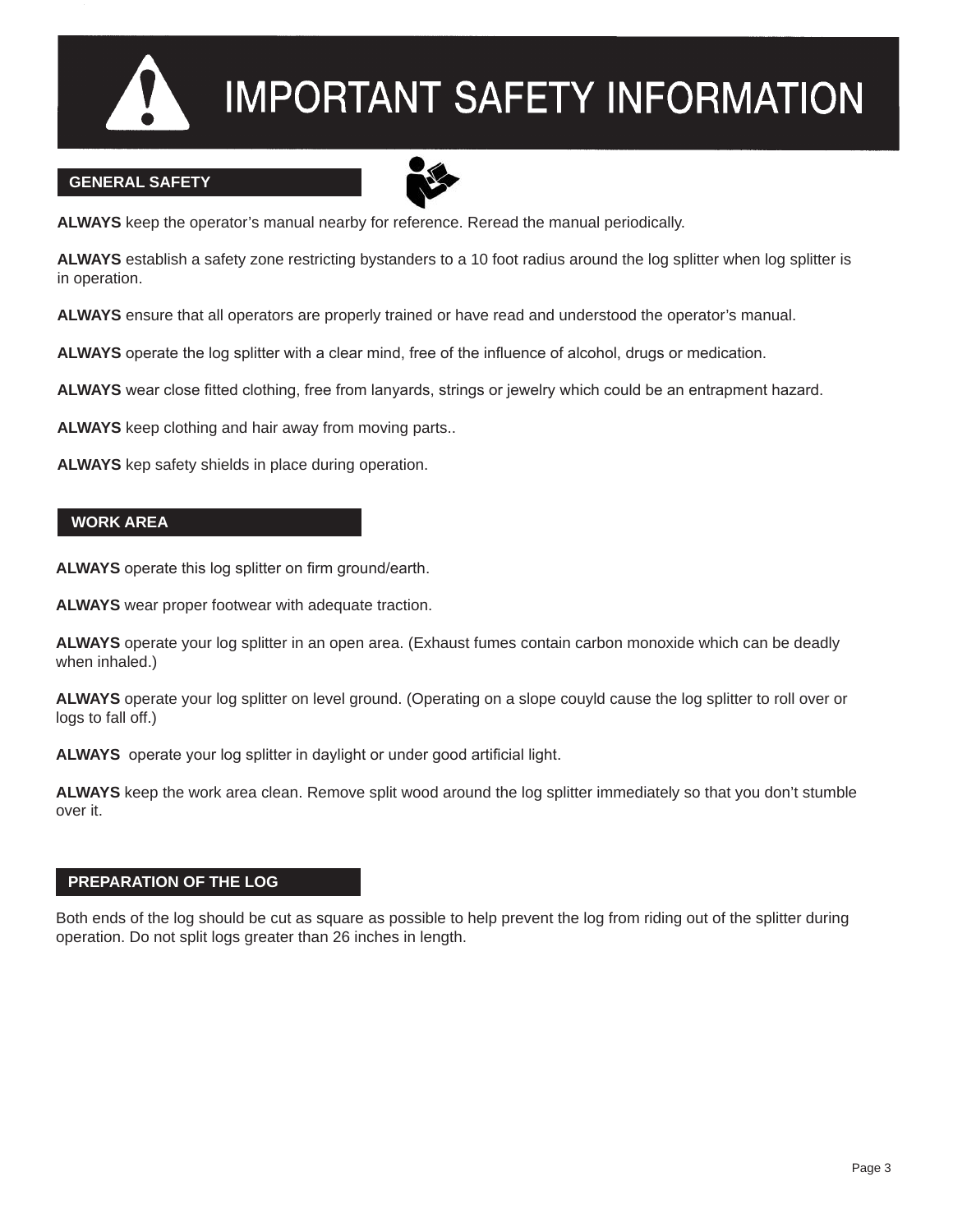# IMPORTANT SAFETY INFORMATION

## GENERAL SAFETY

**ALWAYS** keep the operator's manual nearby for reference. Reread the manual periodically.

**ALWAYS** establish a safety zone restricting bystanders to a 10 foot radius around the log splitter when log splitter is in operation.

**ALWAYS** ensure that all operators are properly trained or have read and understood the operator's manual.

**ALWAYS** operate the log splitter with a clear mind, free of the influence of alcohol, drugs or medication.

**ALWAYS** wear close fitted clothing, free from lanyards, strings or jewelry which could be an entrapment hazard.

**ALWAYS** keep clothing and hair away from moving parts..

**ALWAYS** kep safety shields in place during operation.

## WORK AREA

**ALWAYS** operate this log splitter on firm ground/earth.

**ALWAYS** wear proper footwear with adequate traction.

**ALWAYS** operate your log splitter in an open area. (Exhaust fumes contain carbon monoxide which can be deadly when inhaled.)

**ALWAYS** operate your log splitter on level ground. (Operating on a slope couyld cause the log splitter to roll over or logs to fall off.)

**ALWAYS** operate your log splitter in daylight or under good artificial light.

**ALWAYS** keep the work area clean. Remove split wood around the log splitter immediately so that you don't stumble over it.

## PREPARATION OF THE LOG

Both ends of the log should be cut as square as possible to help prevent the log from riding out of the splitter during operation. Do not split logs greater than 26 inches in length.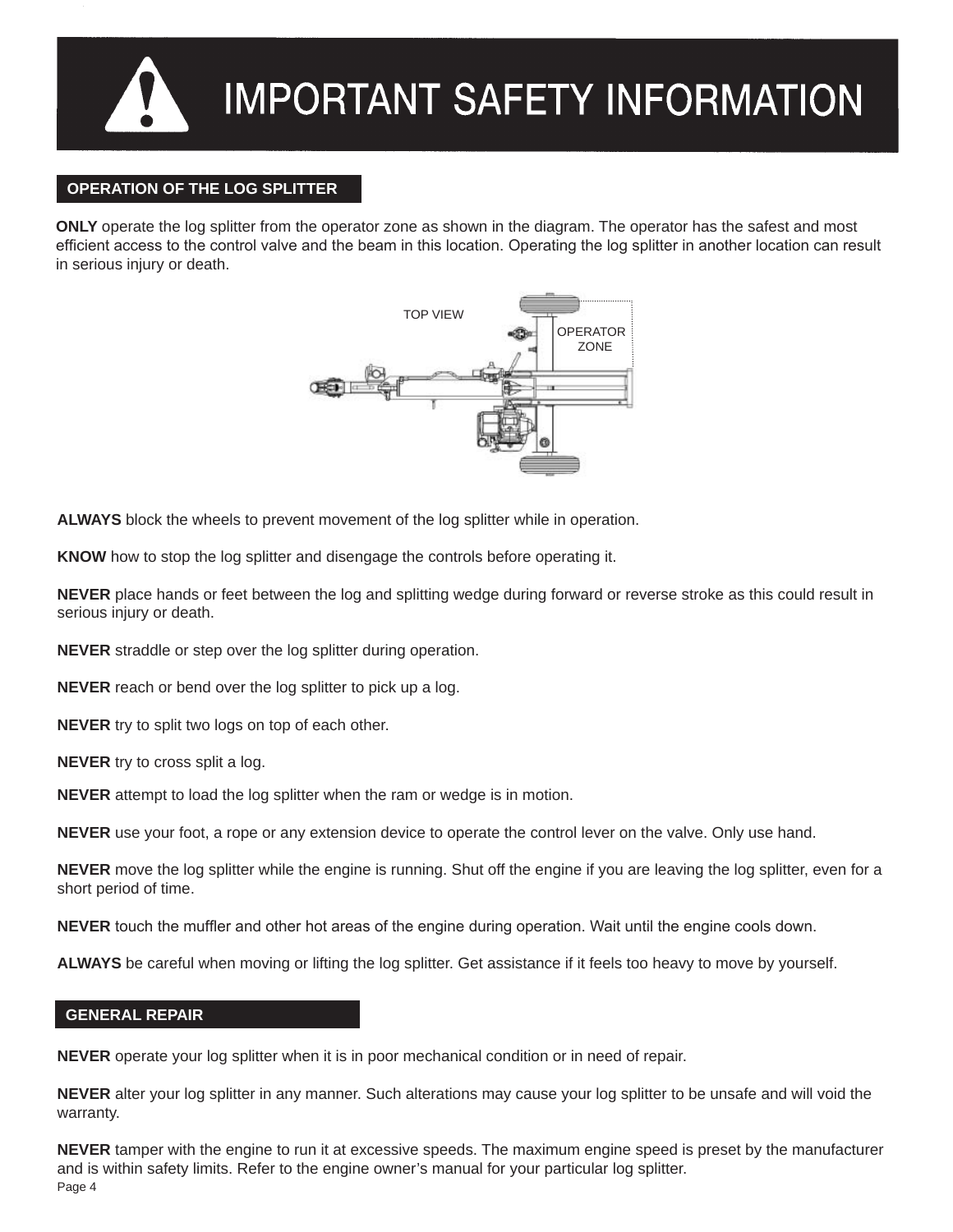# IMPORTANT SAFETY INFORMATION

## OPERATION OF THE LOG SPLITTER

**ONLY** operate the log splitter from the operator zone as shown in the diagram. The operator has the safest and most efficient access to the control valve and the beam in this location. Operating the log splitter in another location can result in serious injury or death.

TOP VIEW

OPERATOR ZONE

**ALWAYS** block the wheels to prevent movement of the log splitter while in operation.

**KNOW** how to stop the log splitter and disengage the controls before operating it.

**NEVER** place hands or feet between the log and splitting wedge during forward or reverse stroke as this could result in serious injury or death.

**NEVER** straddle or step over the log splitter during operation.

**NEVER** reach or bend over the log splitter to pick up a log.

**NEVER** try to split two logs on top of each other.

**NEVER** try to cross split a log.

**NEVER** attempt to load the log splitter when the ram or wedge is in motion.

**NEVER** use your foot, a rope or any extension device to operate the control lever on the valve. Only use hand.

**NEVER** move the log splitter while the engine is running. Shut off the engine if you are leaving the log splitter, even for a short period of time.

**NEVER** touch the muffler and other hot areas of the engine during operation. Wait until the engine cools down.

**ALWAYS** be careful when moving or lifting the log splitter. Get assistance if it feels too heavy to move by yourself.

## GENERAL REPAIR

**NEVER** operate your log splitter when it is in poor mechanical condition or in need of repair.

**NEVER** alter your log splitter in any manner. Such alterations may cause your log splitter to be unsafe and will void the warranty.

**NEVER** tamper with the engine to run it at excessive speeds. The maximum engine speed is preset by the manufacturer and is within safety limits. Refer to the engine owner's manual for your particular log splitter.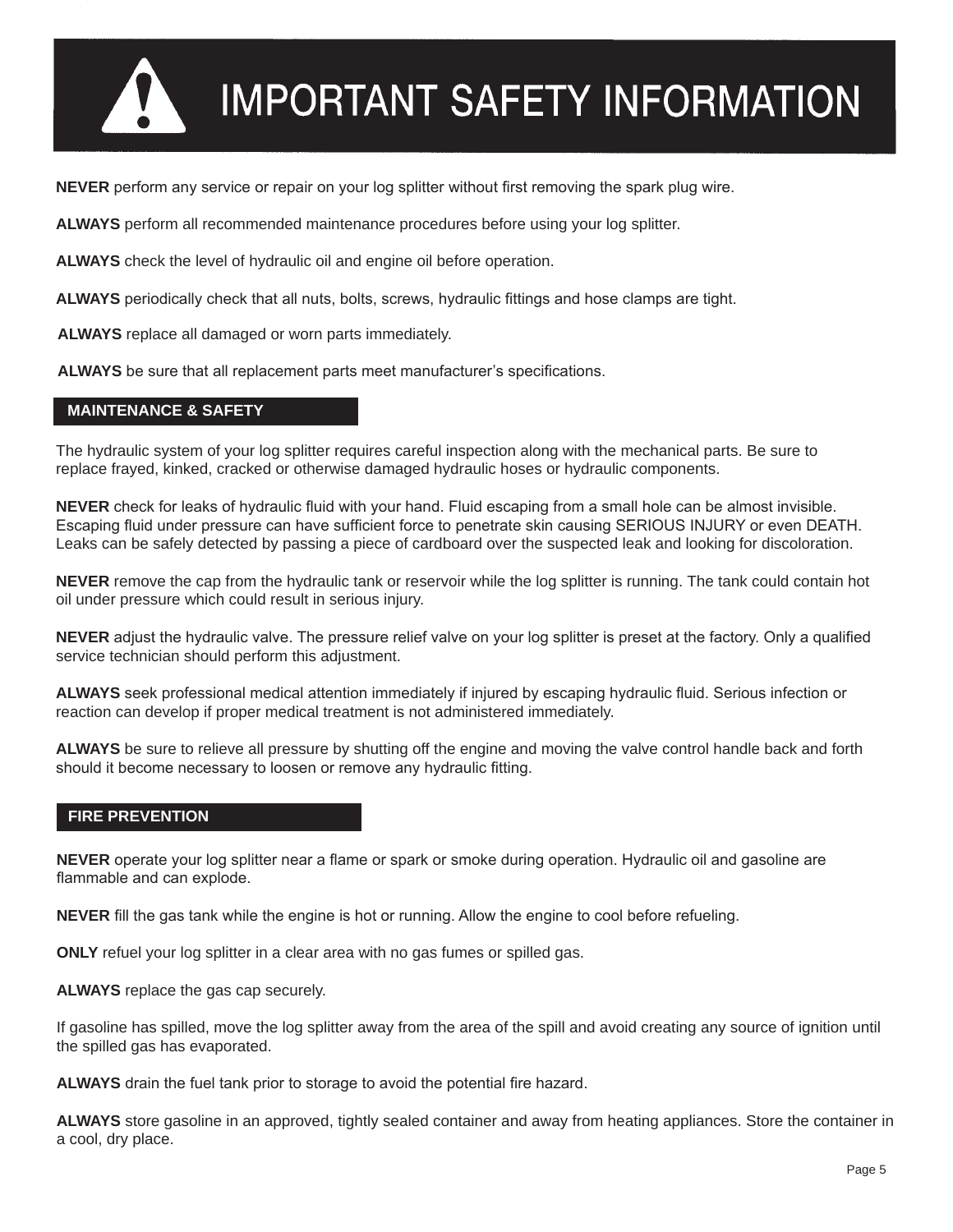# IMPORTANT SAFETY INFORMATION

**NEVER** perform any service or repair on your log splitter without first removing the spark plug wire.

**ALWAYS** perform all recommended maintenance procedures before using your log splitter.

**ALWAYS** check the level of hydraulic oil and engine oil before operation.

**ALWAYS** periodically check that all nuts, bolts, screws, hydraulic fittings and hose clamps are tight.

**ALWAYS** replace all damaged or worn parts immediately.

**ALWAYS** be sure that all replacement parts meet manufacturer's specifications.

## MAINTENANCE & SAFETY

The hydraulic system of your log splitter requires careful inspection along with the mechanical parts. Be sure to replace frayed, kinked, cracked or otherwise damaged hydraulic hoses or hydraulic components.

**NEVER** check for leaks of hydraulic fluid with your hand. Fluid escaping from a small hole can be almost invisible. Escaping fluid under pressure can have sufficient force to penetrate skin causing SERIOUS INJURY or even DEATH. Leaks can be safely detected by passing a piece of cardboard over the suspected leak and looking for discoloration.

**NEVER** remove the cap from the hydraulic tank or reservoir while the log splitter is running. The tank could contain hot oil under pressure which could result in serious injury.

**NEVER** adjust the hydraulic valve. The pressure relief valve on your log splitter is preset at the factory. Only a qualified service technician should perform this adjustment.

**ALWAYS** seek professional medical attention immediately if injured by escaping hydraulic fluid. Serious infection or reaction can develop if proper medical treatment is not administered immediately.

**ALWAYS** be sure to relieve all pressure by shutting off the engine and moving the valve control handle back and forth should it become necessary to loosen or remove any hydraulic fitting.

## FIRE PREVENTION

**NEVER** operate your log splitter near a flame or spark or smoke during operation. Hydraulic oil and gasoline are flammable and can explode.

**NEVER** fill the gas tank while the engine is hot or running. Allow the engine to cool before refueling.

**ONLY** refuel your log splitter in a clear area with no gas fumes or spilled gas.

**ALWAYS** replace the gas cap securely.

If gasoline has spilled, move the log splitter away from the area of the spill and avoid creating any source of ignition until the spilled gas has evaporated.

**ALWAYS** drain the fuel tank prior to storage to avoid the potential fire hazard.

**ALWAYS** store gasoline in an approved, tightly sealed container and away from heating appliances. Store the container in a cool, dry place.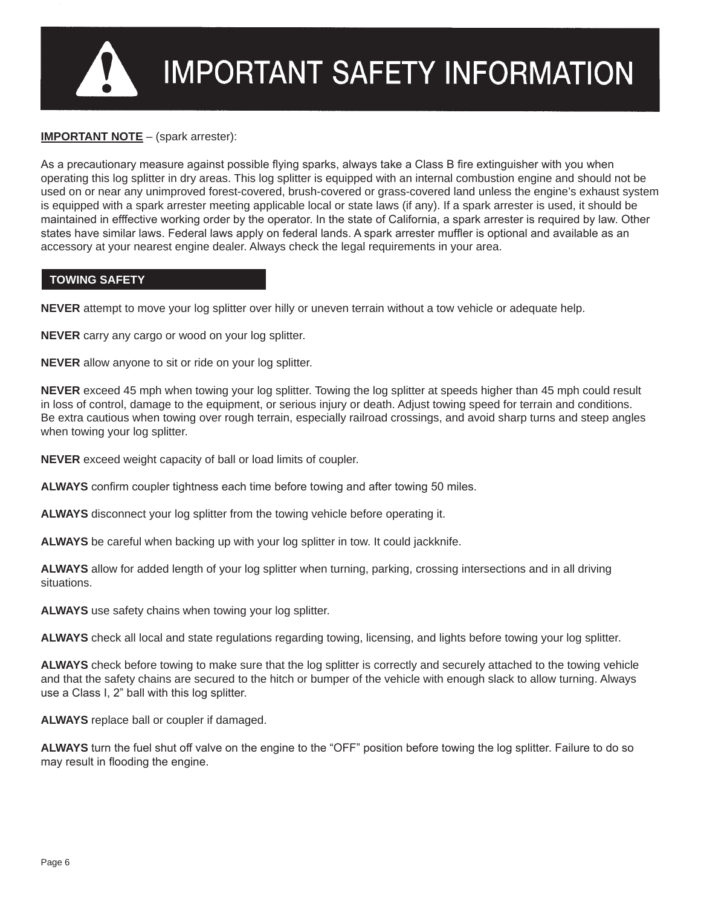# IMPORTANT SAFETY INFORMATION

**IMPORTANT NOTE** – (spark arrester):

As a precautionary measure against possible flying sparks, always take a Class B fire extinguisher with you when operating this log splitter in dry areas. This log splitter is equipped with an internal combustion engine and should not be used on or near any unimproved forest-covered, brush-covered or grass-covered land unless the engine's exhaust system is equipped with a spark arrester meeting applicable local or state laws (if any). If a spark arrester is used, it should be maintained in efffective working order by the operator. In the state of California, a spark arrester is required by law. Other states have similar laws. Federal laws apply on federal lands. A spark arrester muffler is optional and available as an accessory at your nearest engine dealer. Always check the legal requirements in your area.

## TOWING SAFETY

**NEVER** attempt to move your log splitter over hilly or uneven terrain without a tow vehicle or adequate help.

**NEVER** carry any cargo or wood on your log splitter.

**NEVER** allow anyone to sit or ride on your log splitter.

**NEVER** exceed 45 mph when towing your log splitter. Towing the log splitter at speeds higher than 45 mph could result in loss of control, damage to the equipment, or serious injury or death. Adjust towing speed for terrain and conditions. Be extra cautious when towing over rough terrain, especially railroad crossings, and avoid sharp turns and steep angles when towing your log splitter.

**NEVER** exceed weight capacity of ball or load limits of coupler.

**ALWAYS** confirm coupler tightness each time before towing and after towing 50 miles.

**ALWAYS** disconnect your log splitter from the towing vehicle before operating it.

**ALWAYS** be careful when backing up with your log splitter in tow. It could jackknife.

**ALWAYS** allow for added length of your log splitter when turning, parking, crossing intersections and in all driving situations.

**ALWAYS** use safety chains when towing your log splitter.

**ALWAYS** check all local and state regulations regarding towing, licensing, and lights before towing your log splitter.

**ALWAYS** check before towing to make sure that the log splitter is correctly and securely attached to the towing vehicle and that the safety chains are secured to the hitch or bumper of the vehicle with enough slack to allow turning. Always use a Class I, 2" ball with this log splitter.

**ALWAYS** replace ball or coupler if damaged.

**ALWAYS** turn the fuel shut off valve on the engine to the "OFF" position before towing the log splitter. Failure to do so may result in flooding the engine.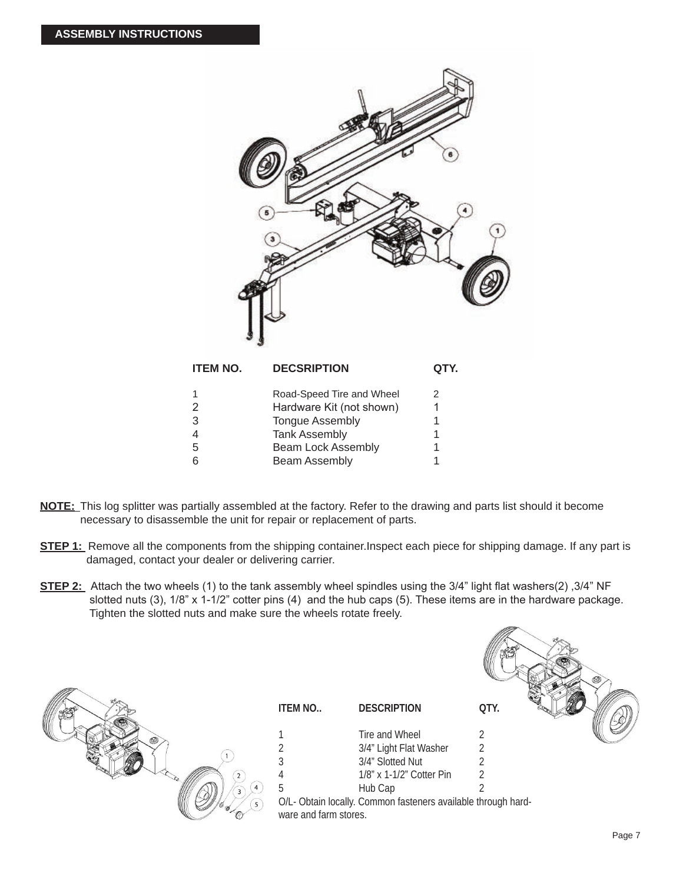## ASSEMBLY INSTRUCTIONS

| ITEM NO. | DECSRIPTION | QTY. |
|---|---|---|
| 1 | Road-Speed Tire and Wheel | 2 |
| 2 | Hardware Kit (not shown) | 1 |
| 3 | Tongue Assembly | 1 |
| 4 | Tank Assembly | 1 |
| 5 | Beam Lock Assembly | 1 |
| 6 | Beam Assembly | 1 |

**NOTE:** This log splitter was partially assembled at the factory. Refer to the drawing and parts list should it become necessary to disassemble the unit for repair or replacement of parts.

**STEP 1:** Remove all the components from the shipping container.Inspect each piece for shipping damage. If any part is damaged, contact your dealer or delivering carrier.

**STEP 2:** Attach the two wheels (1) to the tank assembly wheel spindles using the 3/4" light flat washers(2) ,3/4" NF slotted nuts (3), 1/8" x 1-1/2" cotter pins (4) and the hub caps (5). These items are in the hardware package. Tighten the slotted nuts and make sure the wheels rotate freely.

| ITEM NO.. | DESCRIPTION | QTY. |
|---|---|---|
| 1 | Tire and Wheel | 2 |
| 2 | 3/4" Light Flat Washer | 2 |
| 3 | 3/4" Slotted Nut | 2 |
| 4 | 1/8" x 1-1/2" Cotter Pin | 2 |
| 5 | Hub Cap | 2 |

O/L- Obtain locally. Common fasteners available through hardware and farm stores.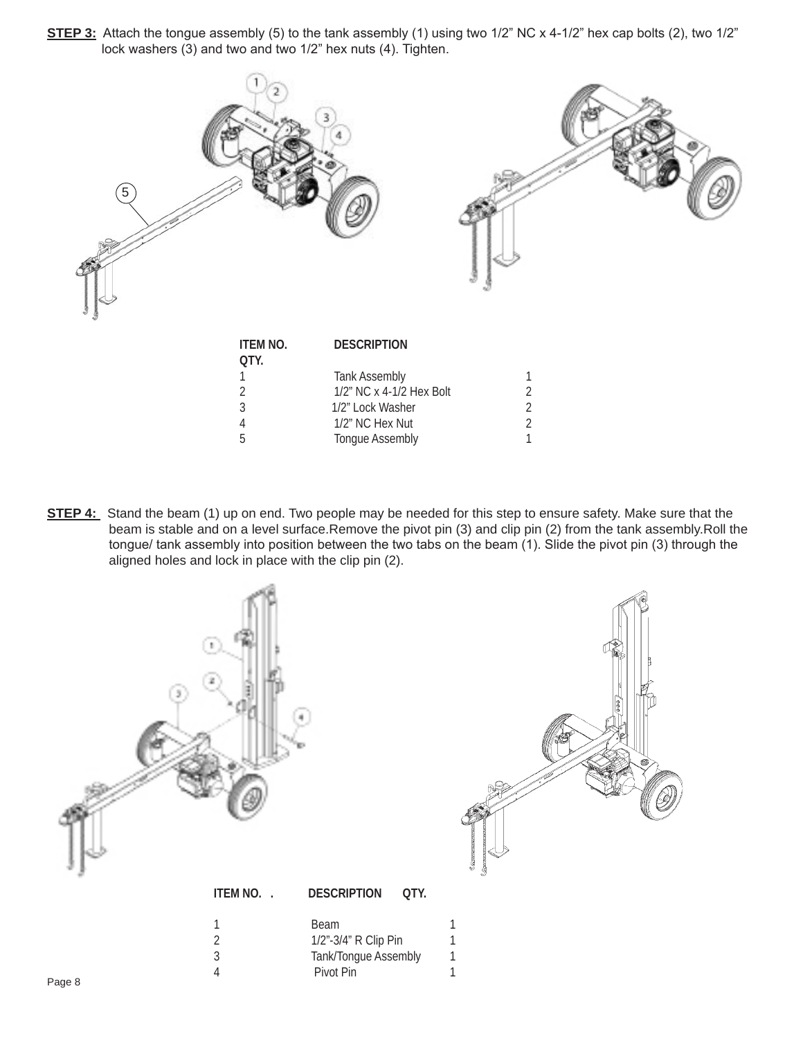**STEP 3:** Attach the tongue assembly (5) to the tank assembly (1) using two 1/2" NC x 4-1/2" hex cap bolts (2), two 1/2" lock washers (3) and two and two 1/2" hex nuts (4). Tighten.

| ITEM NO. | DESCRIPTION | QTY. |
|---|---|---|
| 1 | Tank Assembly | 1 |
| 2 | 1/2" NC x 4-1/2 Hex Bolt | 2 |
| 3 | 1/2" Lock Washer | 2 |
| 4 | 1/2" NC Hex Nut | 2 |
| 5 | Tongue Assembly | 1 |

**STEP 4:** Stand the beam (1) up on end. Two people may be needed for this step to ensure safety. Make sure that the beam is stable and on a level surface.Remove the pivot pin (3) and clip pin (2) from the tank assembly.Roll the tongue/ tank assembly into position between the two tabs on the beam (1). Slide the pivot pin (3) through the aligned holes and lock in place with the clip pin (2).

| ITEM NO. . | DESCRIPTION | QTY. |
|---|---|---|
| 1 | Beam | 1 |
| 2 | 1/2"-3/4" R Clip Pin | 1 |
| 3 | Tank/Tongue Assembly | 1 |
| 4 | Pivot Pin | 1 |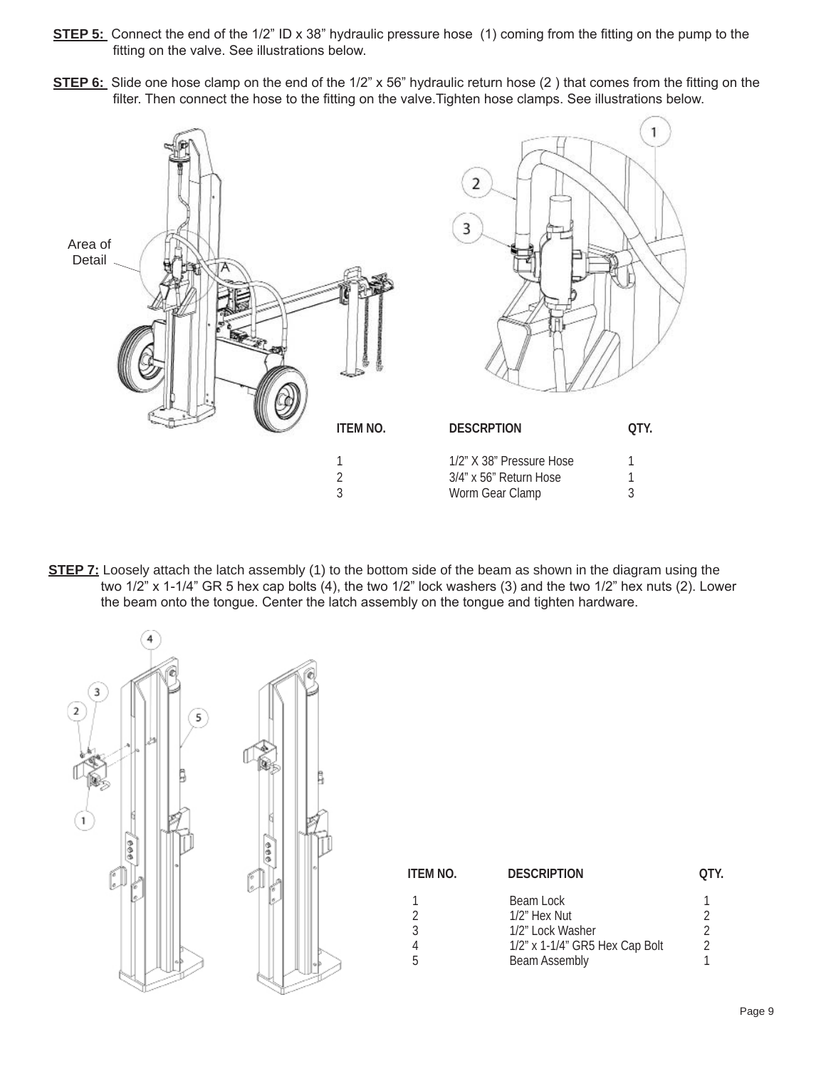**STEP 5:** Connect the end of the 1/2" ID x 38" hydraulic pressure hose (1) coming from the fitting on the pump to the fitting on the valve. See illustrations below.

**STEP 6:** Slide one hose clamp on the end of the 1/2" x 56" hydraulic return hose (2 ) that comes from the fitting on the filter. Then connect the hose to the fitting on the valve.Tighten hose clamps. See illustrations below.

Area of Detail

A

| ITEM NO. | DESCRPTION | QTY. |
|---|---|---|
| 1 | 1/2" X 38" Pressure Hose | 1 |
| 2 | 3/4" x 56" Return Hose | 1 |
| 3 | Worm Gear Clamp | 3 |

**STEP 7:** Loosely attach the latch assembly (1) to the bottom side of the beam as shown in the diagram using the two 1/2" x 1-1/4" GR 5 hex cap bolts (4), the two 1/2" lock washers (3) and the two 1/2" hex nuts (2). Lower the beam onto the tongue. Center the latch assembly on the tongue and tighten hardware.

| ITEM NO. | DESCRIPTION | QTY. |
|---|---|---|
| 1 | Beam Lock | 1 |
| 2 | 1/2" Hex Nut | 2 |
| 3 | 1/2" Lock Washer | 2 |
| 4 | 1/2" x 1-1/4" GR5 Hex Cap Bolt | 2 |
| 5 | Beam Assembly | 1 |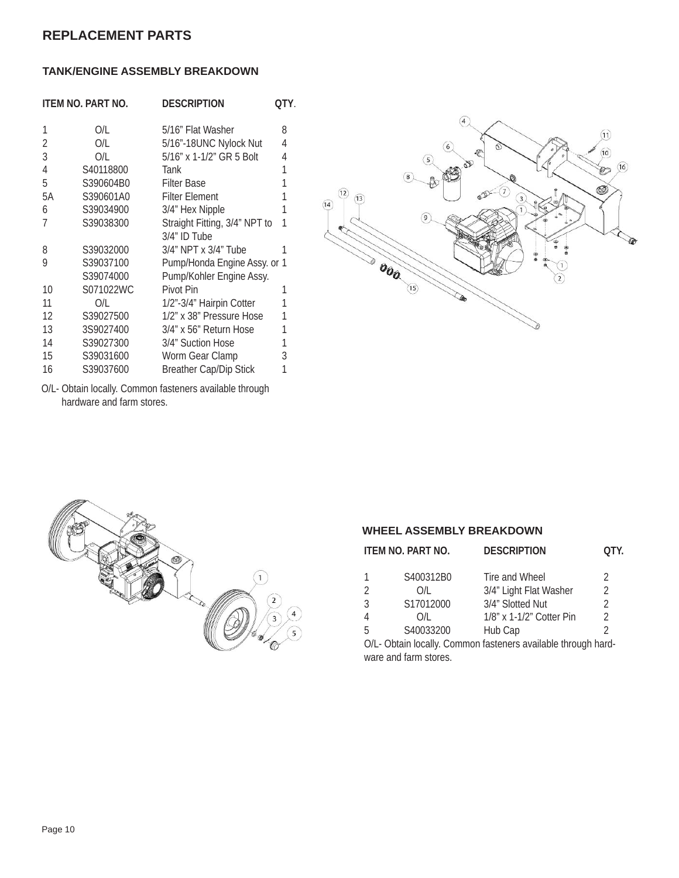# REPLACEMENT PARTS

## TANK/ENGINE ASSEMBLY BREAKDOWN

| ITEM NO. | PART NO. | DESCRIPTION | QTY. |
|---|---|---|---|
| 1 | O/L | 5/16" Flat Washer | 8 |
| 2 | O/L | 5/16"-18UNC Nylock Nut | 4 |
| 3 | O/L | 5/16" x 1-1/2" GR 5 Bolt | 4 |
| 4 | S40118800 | Tank | 1 |
| 5 | S390604B0 | Filter Base | 1 |
| 5A | S390601A0 | Filter Element | 1 |
| 6 | S39034900 | 3/4" Hex Nipple | 1 |
| 7 | S39038300 | Straight Fitting, 3/4" NPT to 3/4" ID Tube | 1 |
| 8 | S39032000 | 3/4" NPT x 3/4" Tube | 1 |
| 9 | S39037100 | Pump/Honda Engine Assy. or | 1 |
| | S39074000 | Pump/Kohler Engine Assy. | |
| 10 | S071022WC | Pivot Pin | 1 |
| 11 | O/L | 1/2"-3/4" Hairpin Cotter | 1 |
| 12 | S39027500 | 1/2" x 38" Pressure Hose | 1 |
| 13 | 3S9027400 | 3/4" x 56" Return Hose | 1 |
| 14 | S39027300 | 3/4" Suction Hose | 1 |
| 15 | S39031600 | Worm Gear Clamp | 3 |
| 16 | S39037600 | Breather Cap/Dip Stick | 1 |

O/L- Obtain locally. Common fasteners available through hardware and farm stores.

## WHEEL ASSEMBLY BREAKDOWN

| ITEM NO. | PART NO. | DESCRIPTION | QTY. |
|---|---|---|---|
| 1 | S400312B0 | Tire and Wheel | 2 |
| 2 | O/L | 3/4" Light Flat Washer | 2 |
| 3 | S17012000 | 3/4" Slotted Nut | 2 |
| 4 | O/L | 1/8" x 1-1/2" Cotter Pin | 2 |
| 5 | S40033200 | Hub Cap | 2 |

O/L- Obtain locally. Common fasteners available through hardware and farm stores.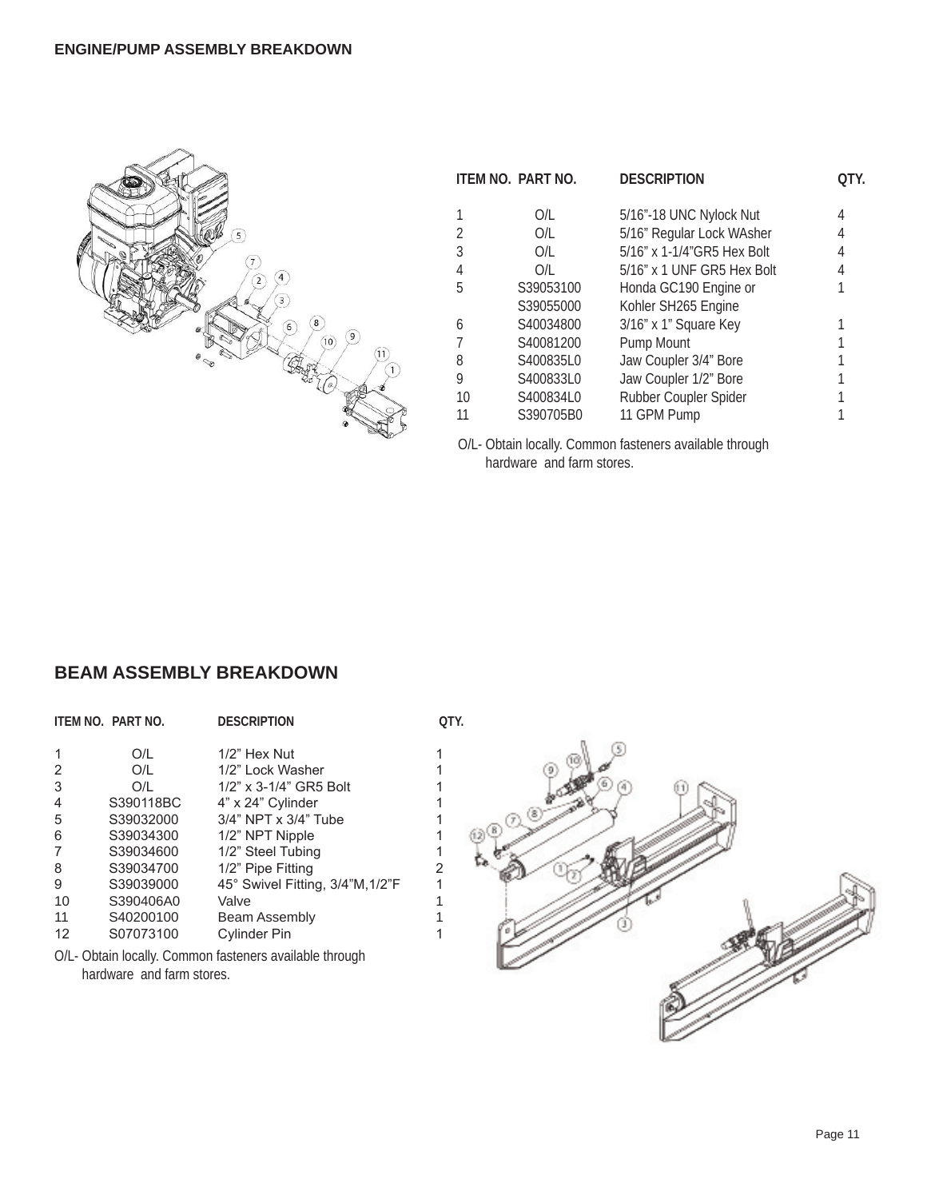**ENGINE/PUMP ASSEMBLY BREAKDOWN**

| ITEM NO. | PART NO. | DESCRIPTION | QTY. |
|---|---|---|---|
| 1 | O/L | 5/16"-18 UNC Nylock Nut | 4 |
| 2 | O/L | 5/16" Regular Lock WAsher | 4 |
| 3 | O/L | 5/16" x 1-1/4"GR5 Hex Bolt | 4 |
| 4 | O/L | 5/16" x 1 UNF GR5 Hex Bolt | 4 |
| 5 | S39053100 | Honda GC190 Engine or | 1 |
| | S39055000 | Kohler SH265 Engine | |
| 6 | S40034800 | 3/16" x 1" Square Key | 1 |
| 7 | S40081200 | Pump Mount | 1 |
| 8 | S400835L0 | Jaw Coupler 3/4" Bore | 1 |
| 9 | S400833L0 | Jaw Coupler 1/2" Bore | 1 |
| 10 | S400834L0 | Rubber Coupler Spider | 1 |
| 11 | S390705B0 | 11 GPM Pump | 1 |

O/L- Obtain locally. Common fasteners available through hardware and farm stores.

## BEAM ASSEMBLY BREAKDOWN

| ITEM NO. | PART NO. | DESCRIPTION | QTY. |
|---|---|---|---|
| 1 | O/L | 1/2" Hex Nut | 1 |
| 2 | O/L | 1/2" Lock Washer | 1 |
| 3 | O/L | 1/2" x 3-1/4" GR5 Bolt | 1 |
| 4 | S390118BC | 4" x 24" Cylinder | 1 |
| 5 | S39032000 | 3/4" NPT x 3/4" Tube | 1 |
| 6 | S39034300 | 1/2" NPT Nipple | 1 |
| 7 | S39034600 | 1/2" Steel Tubing | 1 |
| 8 | S39034700 | 1/2" Pipe Fitting | 2 |
| 9 | S39039000 | 45° Swivel Fitting, 3/4"M,1/2"F | 1 |
| 10 | S390406A0 | Valve | 1 |
| 11 | S40200100 | Beam Assembly | 1 |
| 12 | S07073100 | Cylinder Pin | 1 |

O/L- Obtain locally. Common fasteners available through hardware and farm stores.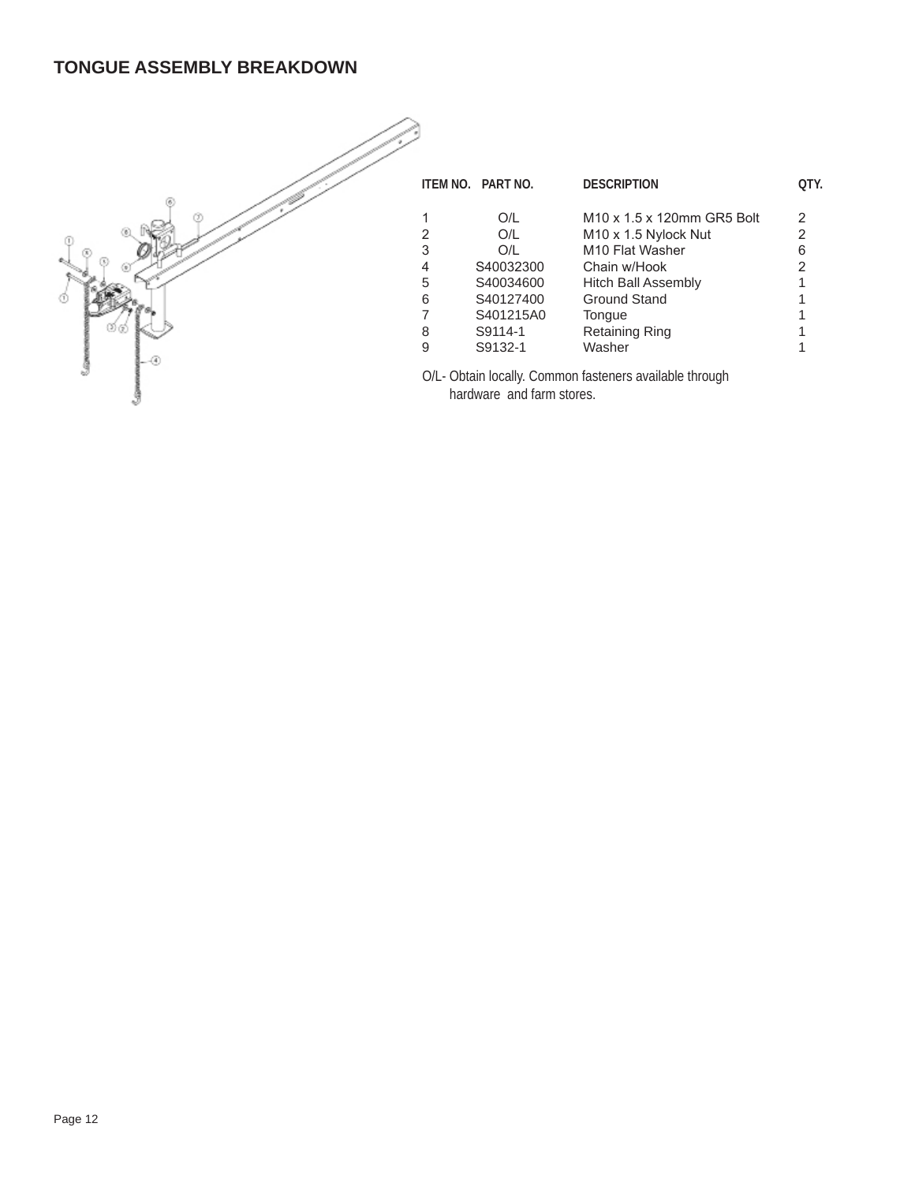## TONGUE ASSEMBLY BREAKDOWN

| ITEM NO. | PART NO. | DESCRIPTION | QTY. |
|---|---|---|---|
| 1 | O/L | M10 x 1.5 x 120mm GR5 Bolt | 2 |
| 2 | O/L | M10 x 1.5 Nylock Nut | 2 |
| 3 | O/L | M10 Flat Washer | 6 |
| 4 | S40032300 | Chain w/Hook | 2 |
| 5 | S40034600 | Hitch Ball Assembly | 1 |
| 6 | S40127400 | Ground Stand | 1 |
| 7 | S401215A0 | Tongue | 1 |
| 8 | S9114-1 | Retaining Ring | 1 |
| 9 | S9132-1 | Washer | 1 |

O/L- Obtain locally. Common fasteners available through hardware and farm stores.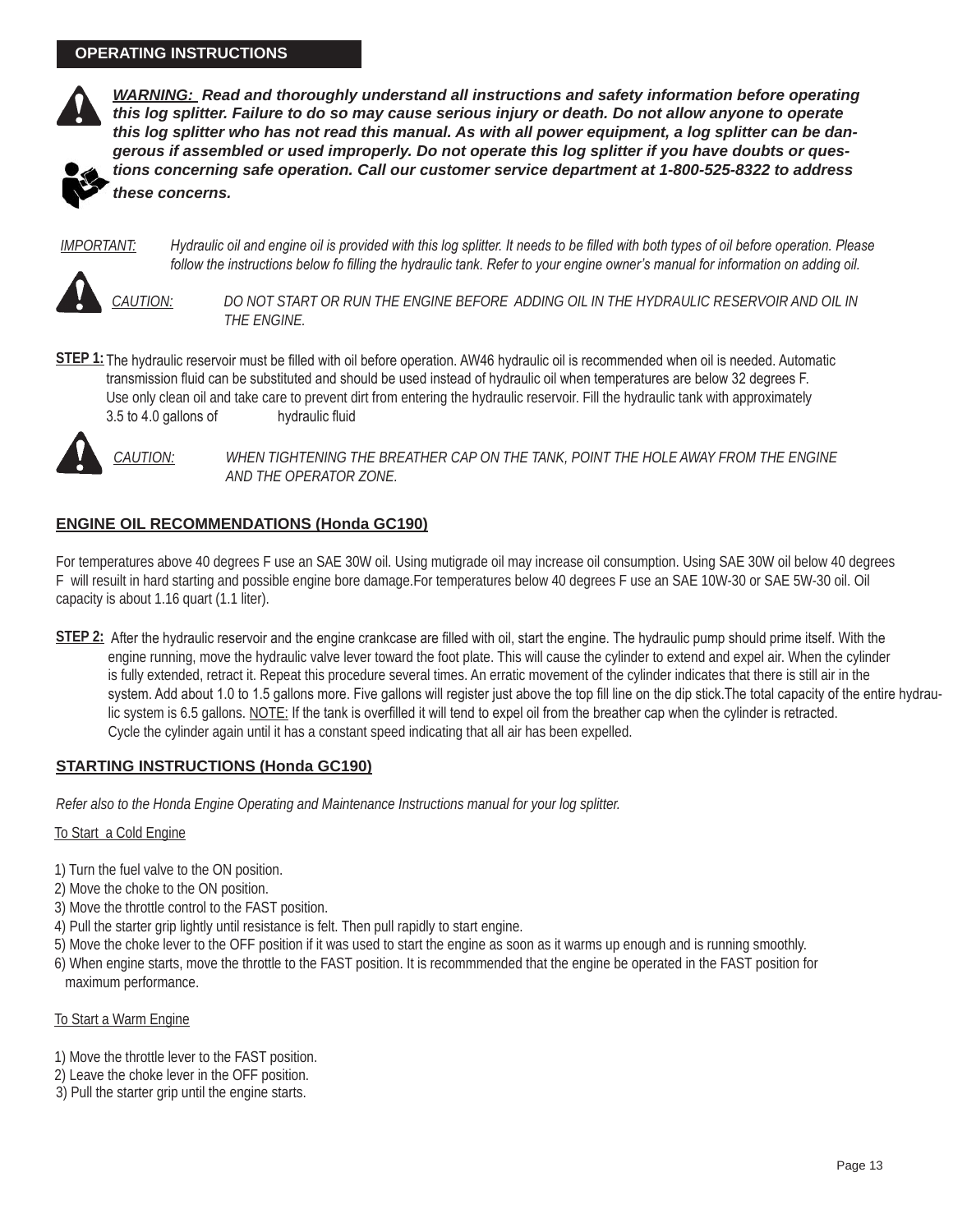## OPERATING INSTRUCTIONS

***WARNING:*** ***Read and thoroughly understand all instructions and safety information before operating this log splitter. Failure to do so may cause serious injury or death. Do not allow anyone to operate this log splitter who has not read this manual. As with all power equipment, a log splitter can be dangerous if assembled or used improperly. Do not operate this log splitter if you have doubts or questions concerning safe operation. Call our customer service department at 1-800-525-8322 to address these concerns.***

*IMPORTANT:* *Hydraulic oil and engine oil is provided with this log splitter. It needs to be filled with both types of oil before operation. Please follow the instructions below fo filling the hydraulic tank. Refer to your engine owner's manual for information on adding oil.*

*CAUTION:* *DO NOT START OR RUN THE ENGINE BEFORE ADDING OIL IN THE HYDRAULIC RESERVOIR AND OIL IN THE ENGINE.*

**STEP 1:** The hydraulic reservoir must be filled with oil before operation. AW46 hydraulic oil is recommended when oil is needed. Automatic transmission fluid can be substituted and should be used instead of hydraulic oil when temperatures are below 32 degrees F. Use only clean oil and take care to prevent dirt from entering the hydraulic reservoir. Fill the hydraulic tank with approximately 3.5 to 4.0 gallons of hydraulic fluid

*CAUTION:* *WHEN TIGHTENING THE BREATHER CAP ON THE TANK, POINT THE HOLE AWAY FROM THE ENGINE AND THE OPERATOR ZONE.*

### ENGINE OIL RECOMMENDATIONS (Honda GC190)

For temperatures above 40 degrees F use an SAE 30W oil. Using mutigrade oil may increase oil consumption. Using SAE 30W oil below 40 degrees F will resuilt in hard starting and possible engine bore damage.For temperatures below 40 degrees F use an SAE 10W-30 or SAE 5W-30 oil. Oil capacity is about 1.16 quart (1.1 liter).

**STEP 2:** After the hydraulic reservoir and the engine crankcase are filled with oil, start the engine. The hydraulic pump should prime itself. With the engine running, move the hydraulic valve lever toward the foot plate. This will cause the cylinder to extend and expel air. When the cylinder is fully extended, retract it. Repeat this procedure several times. An erratic movement of the cylinder indicates that there is still air in the system. Add about 1.0 to 1.5 gallons more. Five gallons will register just above the top fill line on the dip stick.The total capacity of the entire hydraulic system is 6.5 gallons. NOTE: If the tank is overfilled it will tend to expel oil from the breather cap when the cylinder is retracted. Cycle the cylinder again until it has a constant speed indicating that all air has been expelled.

### STARTING INSTRUCTIONS (Honda GC190)

*Refer also to the Honda Engine Operating and Maintenance Instructions manual for your log splitter.*

To Start a Cold Engine

1) Turn the fuel valve to the ON position.
2) Move the choke to the ON position.
3) Move the throttle control to the FAST position.
4) Pull the starter grip lightly until resistance is felt. Then pull rapidly to start engine.
5) Move the choke lever to the OFF position if it was used to start the engine as soon as it warms up enough and is running smoothly.
6) When engine starts, move the throttle to the FAST position. It is recommmended that the engine be operated in the FAST position for maximum performance.

To Start a Warm Engine

1) Move the throttle lever to the FAST position.
2) Leave the choke lever in the OFF position.
3) Pull the starter grip until the engine starts.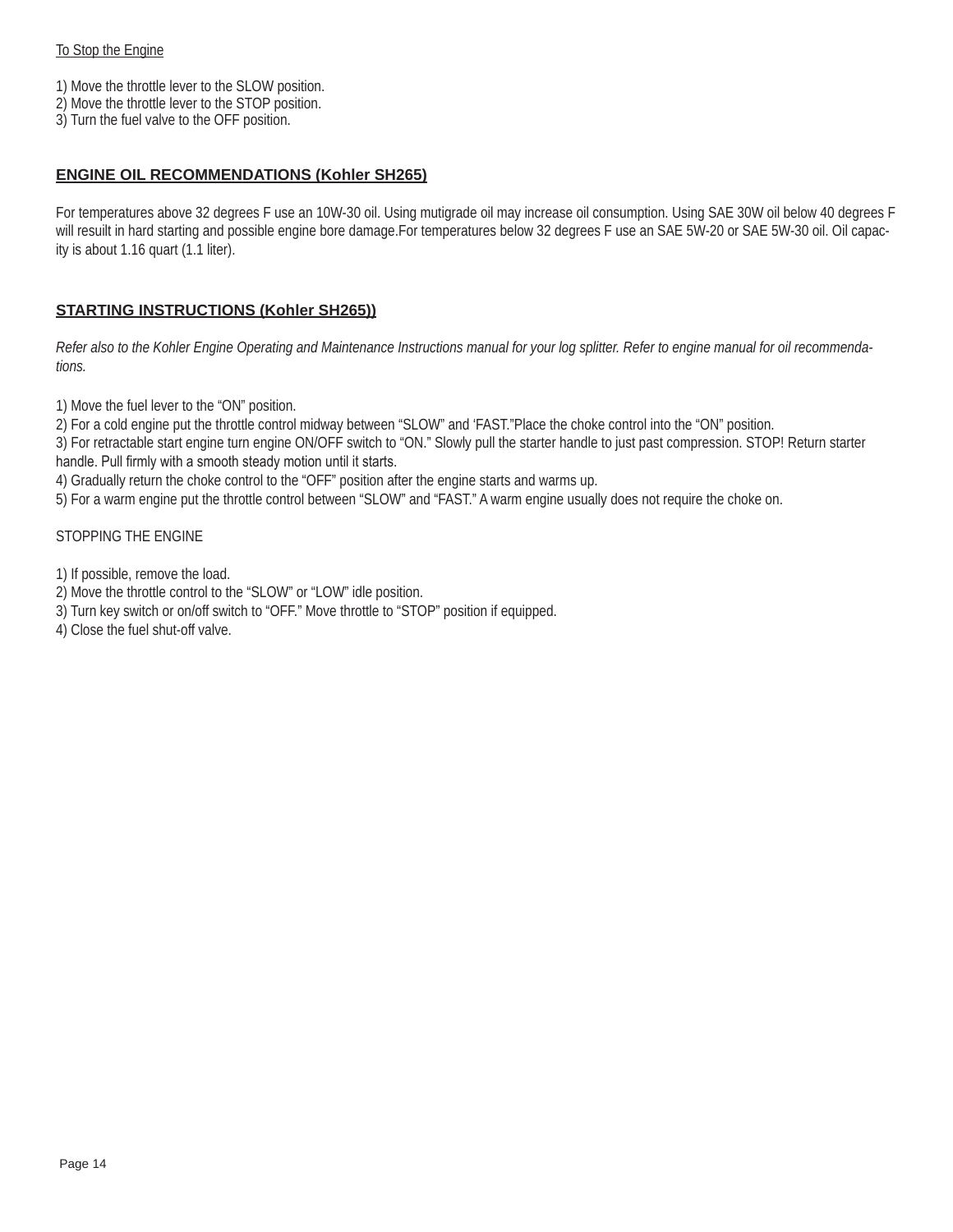To Stop the Engine

1) Move the throttle lever to the SLOW position.
2) Move the throttle lever to the STOP position.
3) Turn the fuel valve to the OFF position.

## ENGINE OIL RECOMMENDATIONS (Kohler SH265)

For temperatures above 32 degrees F use an 10W-30 oil. Using mutigrade oil may increase oil consumption. Using SAE 30W oil below 40 degrees F will resuilt in hard starting and possible engine bore damage.For temperatures below 32 degrees F use an SAE 5W-20 or SAE 5W-30 oil. Oil capacity is about 1.16 quart (1.1 liter).

## STARTING INSTRUCTIONS (Kohler SH265))

*Refer also to the Kohler Engine Operating and Maintenance Instructions manual for your log splitter. Refer to engine manual for oil recommendations.*

1) Move the fuel lever to the "ON" position.
2) For a cold engine put the throttle control midway between "SLOW" and 'FAST."Place the choke control into the "ON" position.
3) For retractable start engine turn engine ON/OFF switch to "ON." Slowly pull the starter handle to just past compression. STOP! Return starter handle. Pull firmly with a smooth steady motion until it starts.
4) Gradually return the choke control to the "OFF" position after the engine starts and warms up.
5) For a warm engine put the throttle control between "SLOW" and "FAST." A warm engine usually does not require the choke on.

STOPPING THE ENGINE

1) If possible, remove the load.
2) Move the throttle control to the "SLOW" or "LOW" idle position.
3) Turn key switch or on/off switch to "OFF." Move throttle to "STOP" position if equipped.
4) Close the fuel shut-off valve.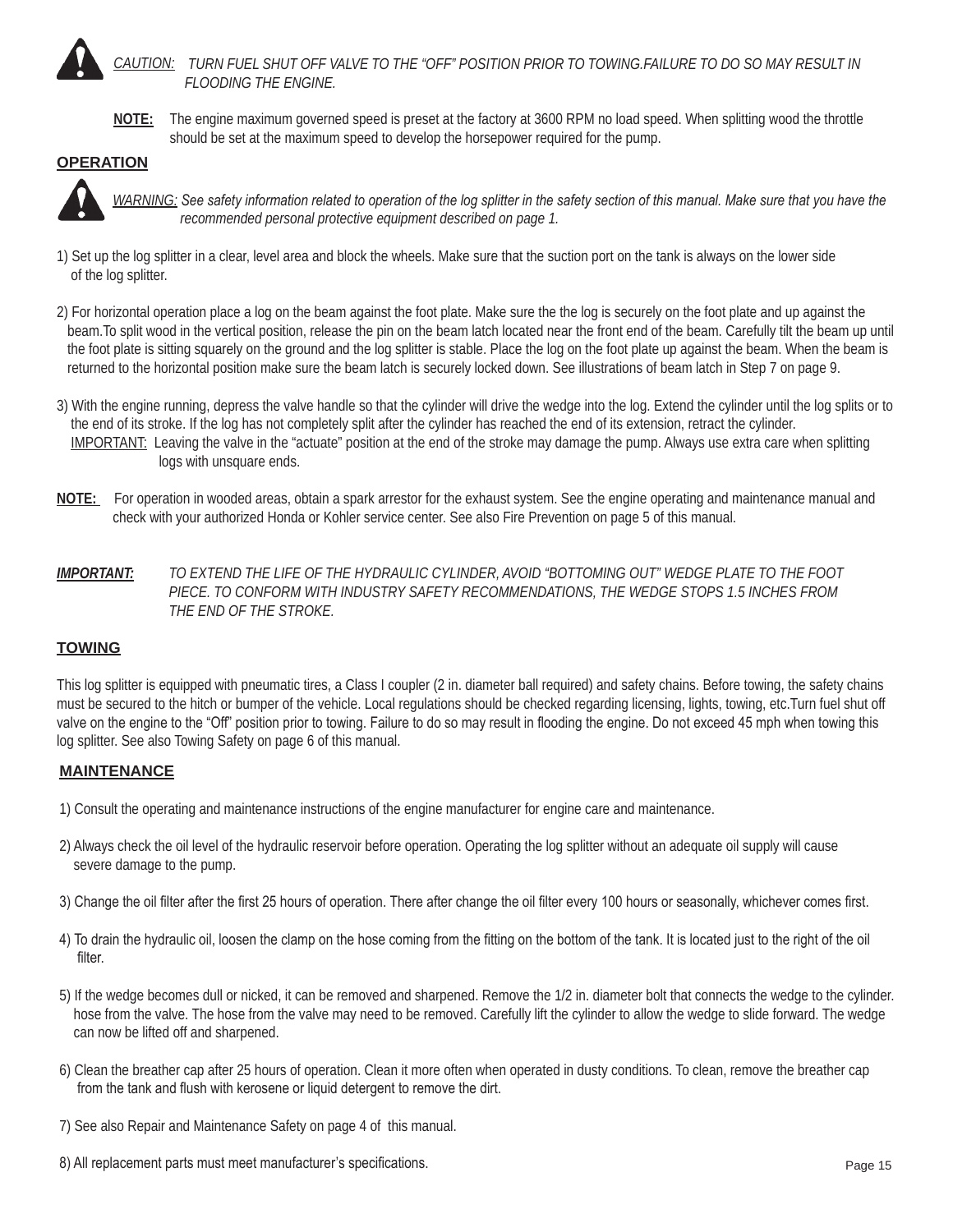*CAUTION: TURN FUEL SHUT OFF VALVE TO THE "OFF" POSITION PRIOR TO TOWING.FAILURE TO DO SO MAY RESULT IN FLOODING THE ENGINE.*

**NOTE:** The engine maximum governed speed is preset at the factory at 3600 RPM no load speed. When splitting wood the throttle should be set at the maximum speed to develop the horsepower required for the pump.

## OPERATION

*WARNING: See safety information related to operation of the log splitter in the safety section of this manual. Make sure that you have the recommended personal protective equipment described on page 1.*

1) Set up the log splitter in a clear, level area and block the wheels. Make sure that the suction port on the tank is always on the lower side of the log splitter.

2) For horizontal operation place a log on the beam against the foot plate. Make sure the the log is securely on the foot plate and up against the beam.To split wood in the vertical position, release the pin on the beam latch located near the front end of the beam. Carefully tilt the beam up until the foot plate is sitting squarely on the ground and the log splitter is stable. Place the log on the foot plate up against the beam. When the beam is returned to the horizontal position make sure the beam latch is securely locked down. See illustrations of beam latch in Step 7 on page 9.

3) With the engine running, depress the valve handle so that the cylinder will drive the wedge into the log. Extend the cylinder until the log splits or to the end of its stroke. If the log has not completely split after the cylinder has reached the end of its extension, retract the cylinder.
IMPORTANT: Leaving the valve in the "actuate" position at the end of the stroke may damage the pump. Always use extra care when splitting logs with unsquare ends.

**NOTE:** For operation in wooded areas, obtain a spark arrestor for the exhaust system. See the engine operating and maintenance manual and check with your authorized Honda or Kohler service center. See also Fire Prevention on page 5 of this manual.

***IMPORTANT:*** *TO EXTEND THE LIFE OF THE HYDRAULIC CYLINDER, AVOID "BOTTOMING OUT" WEDGE PLATE TO THE FOOT PIECE. TO CONFORM WITH INDUSTRY SAFETY RECOMMENDATIONS, THE WEDGE STOPS 1.5 INCHES FROM THE END OF THE STROKE.*

## TOWING

This log splitter is equipped with pneumatic tires, a Class I coupler (2 in. diameter ball required) and safety chains. Before towing, the safety chains must be secured to the hitch or bumper of the vehicle. Local regulations should be checked regarding licensing, lights, towing, etc.Turn fuel shut off valve on the engine to the "Off" position prior to towing. Failure to do so may result in flooding the engine. Do not exceed 45 mph when towing this log splitter. See also Towing Safety on page 6 of this manual.

## MAINTENANCE

1) Consult the operating and maintenance instructions of the engine manufacturer for engine care and maintenance.

2) Always check the oil level of the hydraulic reservoir before operation. Operating the log splitter without an adequate oil supply will cause severe damage to the pump.

3) Change the oil filter after the first 25 hours of operation. There after change the oil filter every 100 hours or seasonally, whichever comes first.

4) To drain the hydraulic oil, loosen the clamp on the hose coming from the fitting on the bottom of the tank. It is located just to the right of the oil filter.

5) If the wedge becomes dull or nicked, it can be removed and sharpened. Remove the 1/2 in. diameter bolt that connects the wedge to the cylinder. hose from the valve. The hose from the valve may need to be removed. Carefully lift the cylinder to allow the wedge to slide forward. The wedge can now be lifted off and sharpened.

6) Clean the breather cap after 25 hours of operation. Clean it more often when operated in dusty conditions. To clean, remove the breather cap from the tank and flush with kerosene or liquid detergent to remove the dirt.

7) See also Repair and Maintenance Safety on page 4 of this manual.

8) All replacement parts must meet manufacturer's specifications.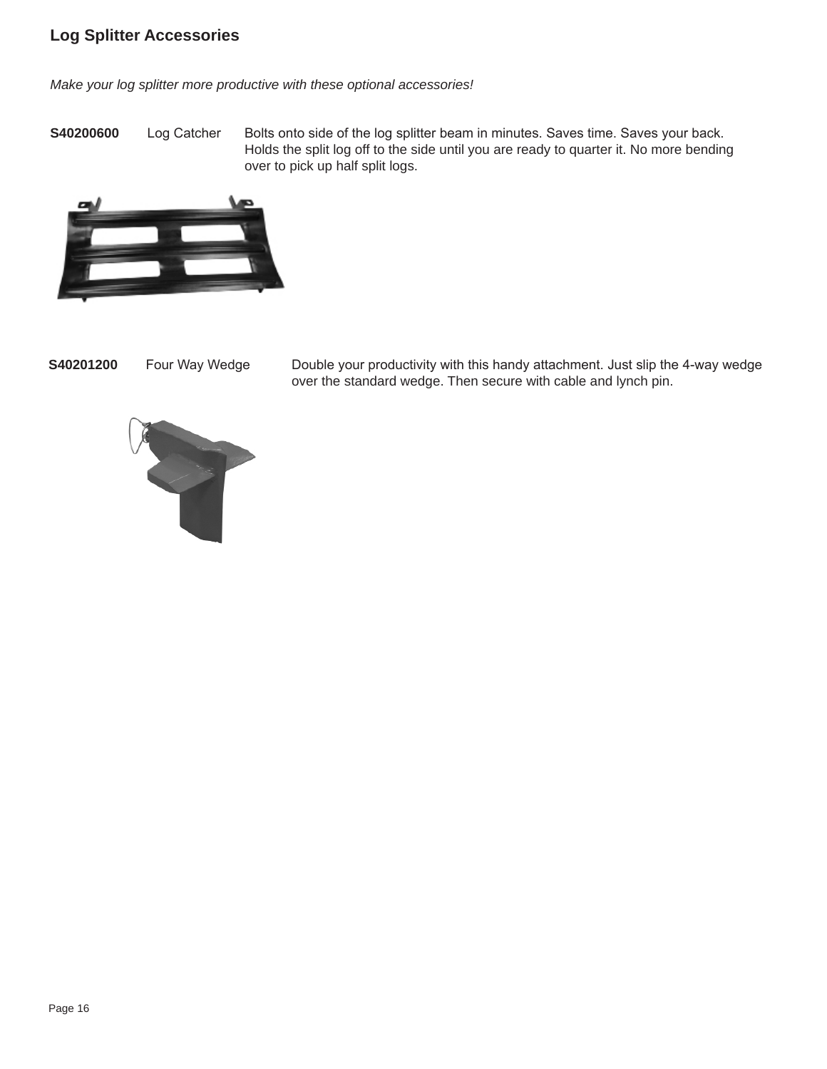## Log Splitter Accessories

*Make your log splitter more productive with these optional accessories!*

**S40200600** Log Catcher Bolts onto side of the log splitter beam in minutes. Saves time. Saves your back. Holds the split log off to the side until you are ready to quarter it. No more bending over to pick up half split logs.

**S40201200** Four Way Wedge Double your productivity with this handy attachment. Just slip the 4-way wedge over the standard wedge. Then secure with cable and lynch pin.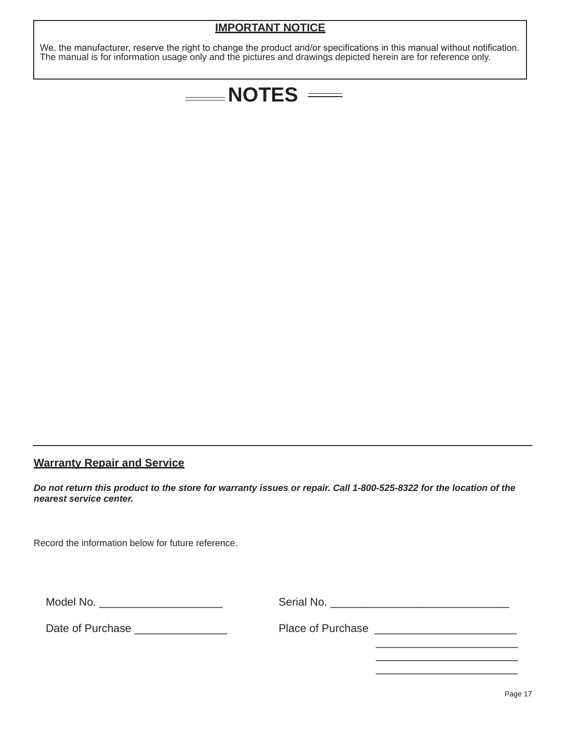**IMPORTANT NOTICE**

We, the manufacturer, reserve the right to change the product and/or specifications in this manual without notification. The manual is for information usage only and the pictures and drawings depicted herein are for reference only.

# NOTES

---

## Warranty Repair and Service

***Do not return this product to the store for warranty issues or repair. Call 1-800-525-8322 for the location of the nearest service center.***

Record the information below for future reference.

Model No. ____________________ Serial No. _____________________________

Date of Purchase _______________ Place of Purchase _______________________
_______________________
_______________________
_______________________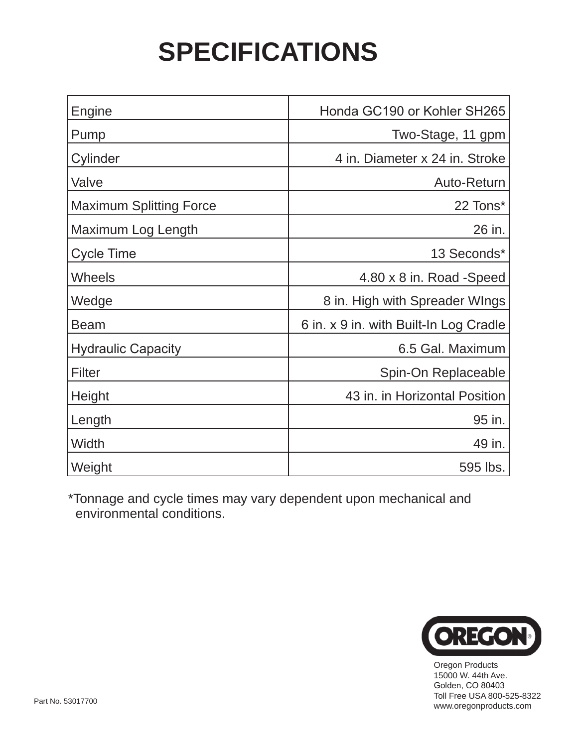# SPECIFICATIONS

| | |
|---|---|
| Engine | Honda GC190 or Kohler SH265 |
| Pump | Two-Stage, 11 gpm |
| Cylinder | 4 in. Diameter x 24 in. Stroke |
| Valve | Auto-Return |
| Maximum Splitting Force | 22 Tons* |
| Maximum Log Length | 26 in. |
| Cycle Time | 13 Seconds* |
| Wheels | 4.80 x 8 in. Road -Speed |
| Wedge | 8 in. High with Spreader WIngs |
| Beam | 6 in. x 9 in. with Built-In Log Cradle |
| Hydraulic Capacity | 6.5 Gal. Maximum |
| Filter | Spin-On Replaceable |
| Height | 43 in. in Horizontal Position |
| Length | 95 in. |
| Width | 49 in. |
| Weight | 595 lbs. |

*Tonnage and cycle times may vary dependent upon mechanical and environmental conditions.

OREGON®

Oregon Products
15000 W. 44th Ave.
Golden, CO 80403
Toll Free USA 800-525-8322
www.oregonproducts.com

Part No. 53017700